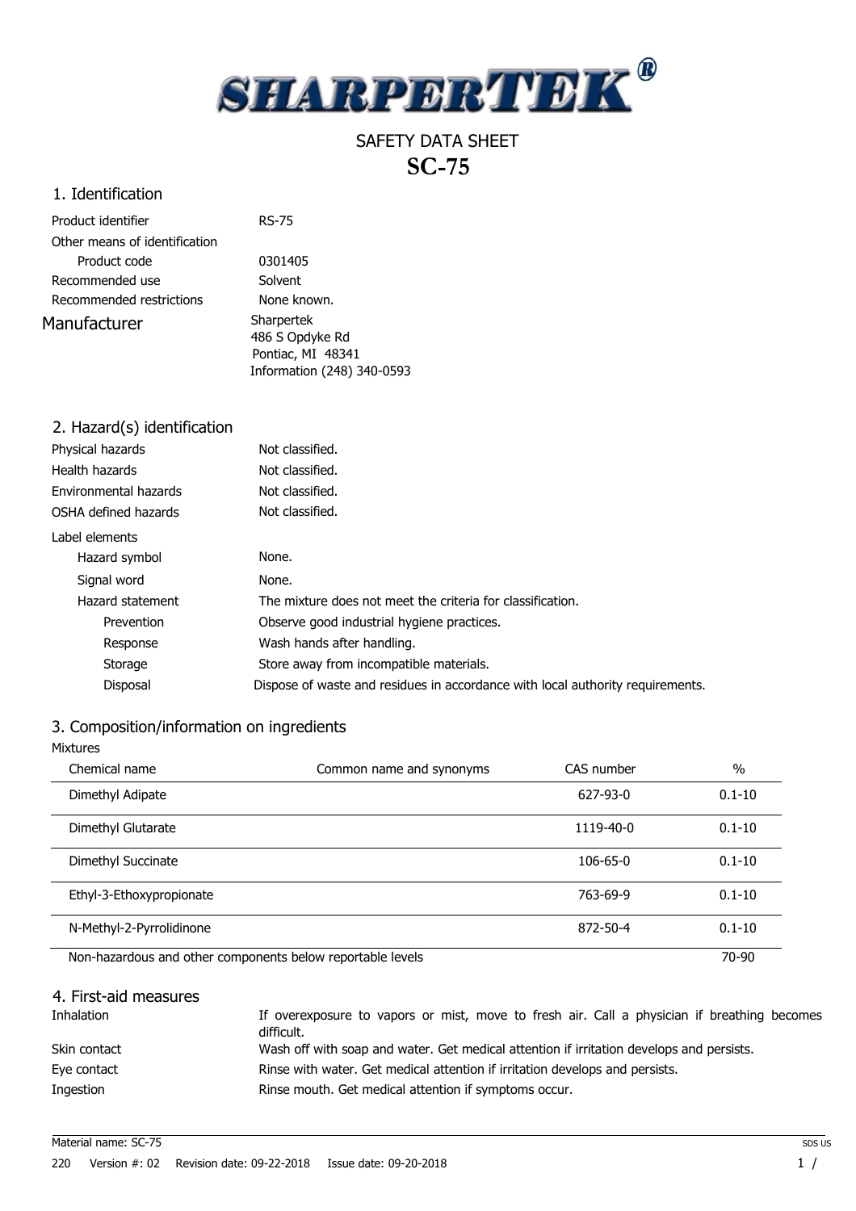SHARPERTEK®

# SAFETY DATA SHEET
# SC-75

## 1. Identification

| | |
|---|---|
| Product identifier | RS-75 |
| Other means of identification | |
| Product code | 0301405 |
| Recommended use | Solvent |
| Recommended restrictions | None known. |
| Manufacturer | Sharpertek<br>486 S Opdyke Rd<br>Pontiac, MI 48341<br>Information (248) 340-0593 |

## 2. Hazard(s) identification

| | |
|---|---|
| Physical hazards | Not classified. |
| Health hazards | Not classified. |
| Environmental hazards | Not classified. |
| OSHA defined hazards | Not classified. |

**Label elements**

| | |
|---|---|
| Hazard symbol | None. |
| Signal word | None. |
| Hazard statement | The mixture does not meet the criteria for classification. |
| Prevention | Observe good industrial hygiene practices. |
| Response | Wash hands after handling. |
| Storage | Store away from incompatible materials. |
| Disposal | Dispose of waste and residues in accordance with local authority requirements. |

## 3. Composition/information on ingredients

Mixtures

| Chemical name | Common name and synonyms | CAS number | % |
|---|---|---|---|
| Dimethyl Adipate | | 627-93-0 | 0.1-10 |
| Dimethyl Glutarate | | 1119-40-0 | 0.1-10 |
| Dimethyl Succinate | | 106-65-0 | 0.1-10 |
| Ethyl-3-Ethoxypropionate | | 763-69-9 | 0.1-10 |
| N-Methyl-2-Pyrrolidinone | | 872-50-4 | 0.1-10 |
| Non-hazardous and other components below reportable levels | | | 70-90 |

## 4. First-aid measures

| | |
|---|---|
| Inhalation | If overexposure to vapors or mist, move to fresh air. Call a physician if breathing becomes difficult. |
| Skin contact | Wash off with soap and water. Get medical attention if irritation develops and persists. |
| Eye contact | Rinse with water. Get medical attention if irritation develops and persists. |
| Ingestion | Rinse mouth. Get medical attention if symptoms occur. |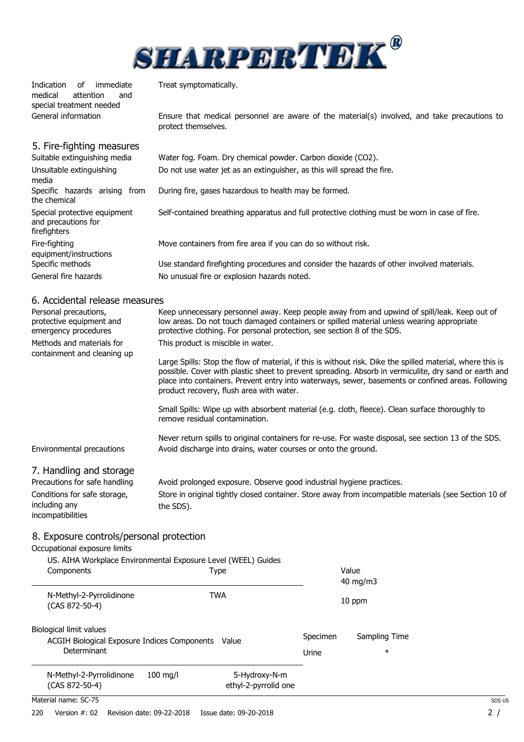| | |
|---|---|
| Indication of immediate medical attention and special treatment needed | Treat symptomatically. |
| General information | Ensure that medical personnel are aware of the material(s) involved, and take precautions to protect themselves. |

## 5. Fire-fighting measures

| | |
|---|---|
| Suitable extinguishing media | Water fog. Foam. Dry chemical powder. Carbon dioxide ($CO_2$). |
| Unsuitable extinguishing media | Do not use water jet as an extinguisher, as this will spread the fire. |
| Specific hazards arising from the chemical | During fire, gases hazardous to health may be formed. |
| Special protective equipment and precautions for firefighters | Self-contained breathing apparatus and full protective clothing must be worn in case of fire. |
| Fire-fighting equipment/instructions | Move containers from fire area if you can do so without risk. |
| Specific methods | Use standard firefighting procedures and consider the hazards of other involved materials. |
| General fire hazards | No unusual fire or explosion hazards noted. |

## 6. Accidental release measures

**Personal precautions, protective equipment and emergency procedures**

Keep unnecessary personnel away. Keep people away from and upwind of spill/leak. Keep out of low areas. Do not touch damaged containers or spilled material unless wearing appropriate protective clothing. For personal protection, see section 8 of the SDS.

**Methods and materials for containment and cleaning up**

This product is miscible in water.

Large Spills: Stop the flow of material, if this is without risk. Dike the spilled material, where this is possible. Cover with plastic sheet to prevent spreading. Absorb in vermiculite, dry sand or earth and place into containers. Prevent entry into waterways, sewer, basements or confined areas. Following product recovery, flush area with water.

Small Spills: Wipe up with absorbent material (e.g. cloth, fleece). Clean surface thoroughly to remove residual contamination.

Never return spills to original containers for re-use. For waste disposal, see section 13 of the SDS.

**Environmental precautions**

Avoid discharge into drains, water courses or onto the ground.

## 7. Handling and storage

| | |
|---|---|
| Precautions for safe handling | Avoid prolonged exposure. Observe good industrial hygiene practices. |
| Conditions for safe storage, including any incompatibilities | Store in original tightly closed container. Store away from incompatible materials (see Section 10 of the SDS). |

## 8. Exposure controls/personal protection

**Occupational exposure limits**

US. AIHA Workplace Environmental Exposure Level (WEEL) Guides

| Components | Type | Value |
|---|---|---|
| N-Methyl-2-Pyrrolidinone (CAS 872-50-4) | TWA | 40 mg/m3 |
| | | 10 ppm |

**Biological limit values**

ACGIH Biological Exposure Indices

| Components | Value | Determinant | Specimen | Sampling Time |
|---|---|---|---|---|
| N-Methyl-2-Pyrrolidinone (CAS 872-50-4) | 100 mg/l | 5-Hydroxy-N-methyl-2-pyrrolidone | Urine | * |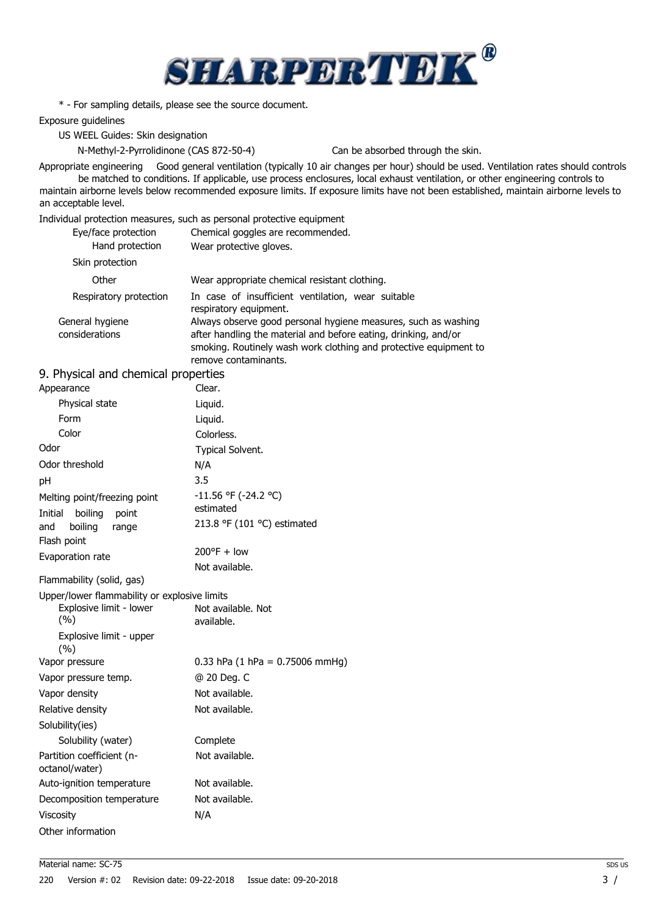* - For sampling details, please see the source document.

Exposure guidelines

US WEEL Guides: Skin designation

| | |
|---|---|
| N-Methyl-2-Pyrrolidinone (CAS 872-50-4) | Can be absorbed through the skin. |

Appropriate engineering controls Good general ventilation (typically 10 air changes per hour) should be used. Ventilation rates should be matched to conditions. If applicable, use process enclosures, local exhaust ventilation, or other engineering controls to maintain airborne levels below recommended exposure limits. If exposure limits have not been established, maintain airborne levels to an acceptable level.

Individual protection measures, such as personal protective equipment

| | |
|---|---|
| Eye/face protection | Chemical goggles are recommended. |
| Hand protection | Wear protective gloves. |
| Skin protection | |
| Other | Wear appropriate chemical resistant clothing. |
| Respiratory protection | In case of insufficient ventilation, wear suitable respiratory equipment. |
| General hygiene considerations | Always observe good personal hygiene measures, such as washing after handling the material and before eating, drinking, and/or smoking. Routinely wash work clothing and protective equipment to remove contaminants. |

## 9. Physical and chemical properties

| | |
|---|---|
| Appearance | Clear. |
| Physical state | Liquid. |
| Form | Liquid. |
| Color | Colorless. |
| Odor | Typical Solvent. |
| Odor threshold | N/A |
| pH | 3.5 |
| Melting point/freezing point | -11.56 °F (-24.2 °C) estimated |
| Initial boiling point and boiling range | 213.8 °F (101 °C) estimated |
| Flash point | 200°F + low |
| Evaporation rate | Not available. |
| Flammability (solid, gas) | |
| Upper/lower flammability or explosive limits | |
| Explosive limit - lower (%) | Not available. |
| Explosive limit - upper (%) | Not available. |
| Vapor pressure | 0.33 hPa (1 hPa = 0.75006 mmHg) |
| Vapor pressure temp. | @ 20 Deg. C |
| Vapor density | Not available. |
| Relative density | Not available. |
| Solubility(ies) | |
| Solubility (water) | Complete |
| Partition coefficient (n-octanol/water) | Not available. |
| Auto-ignition temperature | Not available. |
| Decomposition temperature | Not available. |
| Viscosity | N/A |
| Other information | |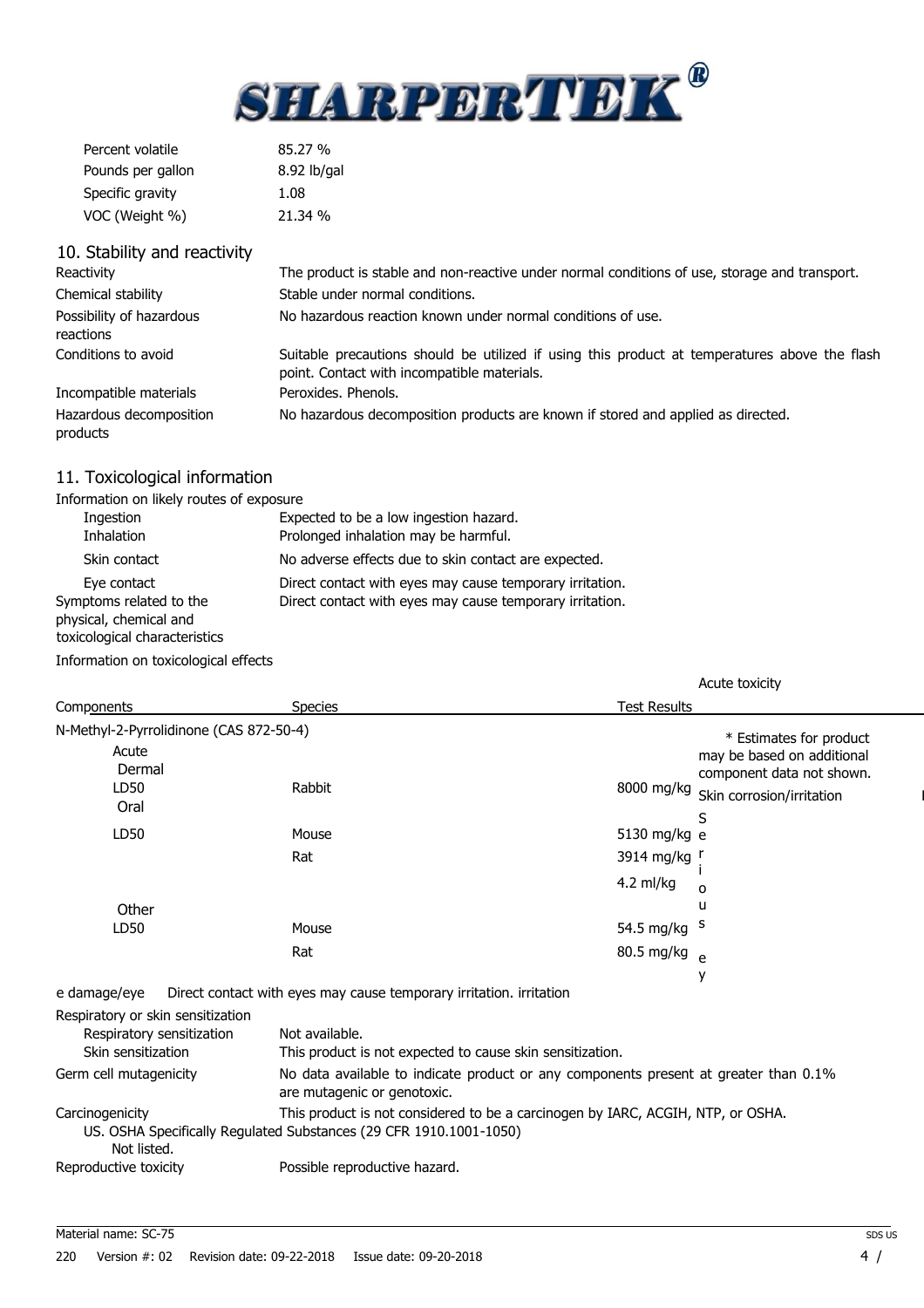| | |
|---|---|
| Percent volatile | 85.27 % |
| Pounds per gallon | 8.92 lb/gal |
| Specific gravity | 1.08 |
| VOC (Weight %) | 21.34 % |

## 10. Stability and reactivity

| | |
|---|---|
| Reactivity | The product is stable and non-reactive under normal conditions of use, storage and transport. |
| Chemical stability | Stable under normal conditions. |
| Possibility of hazardous reactions | No hazardous reaction known under normal conditions of use. |
| Conditions to avoid | Suitable precautions should be utilized if using this product at temperatures above the flash point. Contact with incompatible materials. |
| Incompatible materials | Peroxides. Phenols. |
| Hazardous decomposition products | No hazardous decomposition products are known if stored and applied as directed. |

## 11. Toxicological information

**Information on likely routes of exposure**

| | |
|---|---|
| Ingestion | Expected to be a low ingestion hazard. |
| Inhalation | Prolonged inhalation may be harmful. |
| Skin contact | No adverse effects due to skin contact are expected. |
| Eye contact | Direct contact with eyes may cause temporary irritation. |
| Symptoms related to the physical, chemical and toxicological characteristics | Direct contact with eyes may cause temporary irritation. |

**Information on toxicological effects**

Acute toxicity

| Components | Species | Test Results |
|---|---|---|
| N-Methyl-2-Pyrrolidinone (CAS 872-50-4) | | |
| Acute | | |
| Dermal | | |
| LD50 | Rabbit | 8000 mg/kg |
| Oral | | |
| LD50 | Mouse | 5130 mg/kg |
| | Rat | 3914 mg/kg |
| | | 4.2 ml/kg |
| Other | | |
| LD50 | Mouse | 54.5 mg/kg |
| | Rat | 80.5 mg/kg |

\* Estimates for product may be based on additional component data not shown.

| | |
|---|---|
| Skin corrosion/irritation | |
| Serious eye damage/eye irritation | Direct contact with eyes may cause temporary irritation. |

| | |
|---|---|
| Respiratory or skin sensitization | |
| Respiratory sensitization | Not available. |
| Skin sensitization | This product is not expected to cause skin sensitization. |
| Germ cell mutagenicity | No data available to indicate product or any components present at greater than 0.1% are mutagenic or genotoxic. |
| Carcinogenicity | This product is not considered to be a carcinogen by IARC, ACGIH, NTP, or OSHA. |

US. OSHA Specifically Regulated Substances (29 CFR 1910.1001-1050)

Not listed.

| | |
|---|---|
| Reproductive toxicity | Possible reproductive hazard. |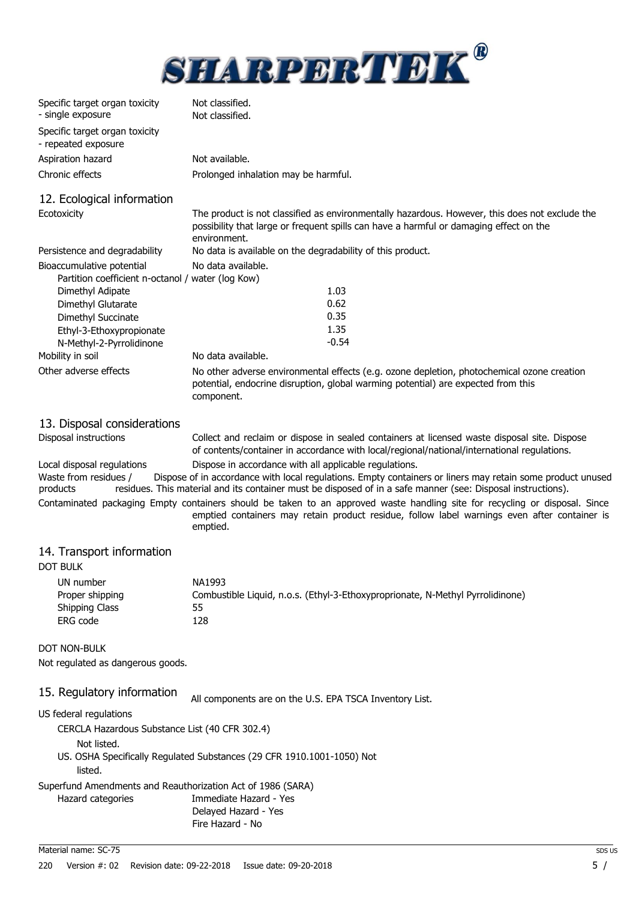Specific target organ toxicity - single exposure: Not classified.

Specific target organ toxicity - repeated exposure: Not classified.

Aspiration hazard: Not available.

Chronic effects: Prolonged inhalation may be harmful.

## 12. Ecological information

**Ecotoxicity**: The product is not classified as environmentally hazardous. However, this does not exclude the possibility that large or frequent spills can have a harmful or damaging effect on the environment.

**Persistence and degradability**: No data is available on the degradability of this product.

**Bioaccumulative potential**: No data available.

Partition coefficient n-octanol / water (log Kow)

| Component | log Kow |
|---|---|
| Dimethyl Adipate | 1.03 |
| Dimethyl Glutarate | 0.62 |
| Dimethyl Succinate | 0.35 |
| Ethyl-3-Ethoxypropionate | 1.35 |
| N-Methyl-2-Pyrrolidinone | -0.54 |

**Mobility in soil**: No data available.

**Other adverse effects**: No other adverse environmental effects (e.g. ozone depletion, photochemical ozone creation potential, endocrine disruption, global warming potential) are expected from this component.

## 13. Disposal considerations

**Disposal instructions**: Collect and reclaim or dispose in sealed containers at licensed waste disposal site. Dispose of contents/container in accordance with local/regional/national/international regulations.

**Local disposal regulations**: Dispose in accordance with all applicable regulations.

**Waste from residues / products**: Dispose of in accordance with local regulations. Empty containers or liners may retain some product unused residues. This material and its container must be disposed of in a safe manner (see: Disposal instructions).

**Contaminated packaging**: Empty containers should be taken to an approved waste handling site for recycling or disposal. Since emptied containers may retain product residue, follow label warnings even after container is emptied.

## 14. Transport information

**DOT BULK**

| | |
|---|---|
| UN number | NA1993 |
| Proper shipping | Combustible Liquid, n.o.s. (Ethyl-3-Ethoxyproprionate, N-Methyl Pyrrolidinone) |
| Shipping Class | 55 |
| ERG code | 128 |

**DOT NON-BULK**

Not regulated as dangerous goods.

## 15. Regulatory information

All components are on the U.S. EPA TSCA Inventory List.

**US federal regulations**

CERCLA Hazardous Substance List (40 CFR 302.4)

Not listed.

US. OSHA Specifically Regulated Substances (29 CFR 1910.1001-1050) Not listed.

**Superfund Amendments and Reauthorization Act of 1986 (SARA)**

Hazard categories:
- Immediate Hazard - Yes
- Delayed Hazard - Yes
- Fire Hazard - No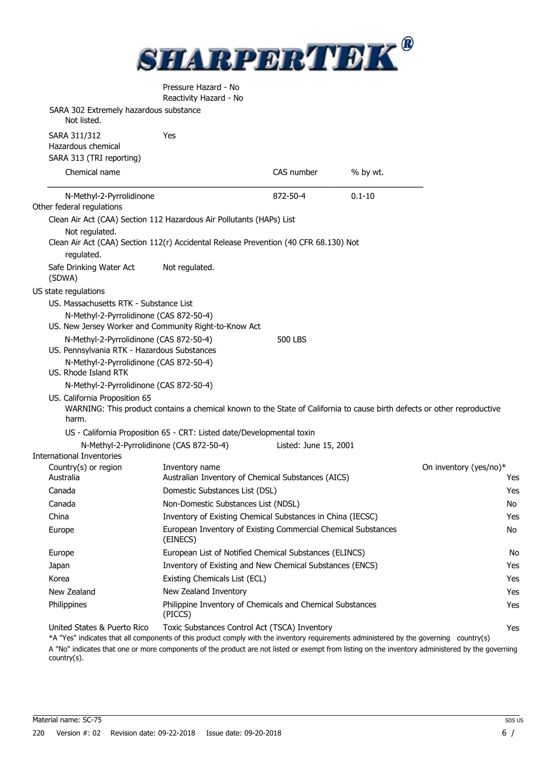Pressure Hazard - No
Reactivity Hazard - No

SARA 302 Extremely hazardous substance
Not listed.

SARA 311/312 Hazardous chemical: Yes

SARA 313 (TRI reporting)

| Chemical name | CAS number | % by wt. |
|---|---|---|
| N-Methyl-2-Pyrrolidinone | 872-50-4 | 0.1-10 |

Other federal regulations

Clean Air Act (CAA) Section 112 Hazardous Air Pollutants (HAPs) List
Not regulated.

Clean Air Act (CAA) Section 112(r) Accidental Release Prevention (40 CFR 68.130) Not regulated.

Safe Drinking Water Act (SDWA): Not regulated.

US state regulations

US. Massachusetts RTK - Substance List
N-Methyl-2-Pyrrolidinone (CAS 872-50-4)

US. New Jersey Worker and Community Right-to-Know Act
N-Methyl-2-Pyrrolidinone (CAS 872-50-4) 500 LBS

US. Pennsylvania RTK - Hazardous Substances
N-Methyl-2-Pyrrolidinone (CAS 872-50-4)

US. Rhode Island RTK
N-Methyl-2-Pyrrolidinone (CAS 872-50-4)

US. California Proposition 65
WARNING: This product contains a chemical known to the State of California to cause birth defects or other reproductive harm.

US - California Proposition 65 - CRT: Listed date/Developmental toxin
N-Methyl-2-Pyrrolidinone (CAS 872-50-4) Listed: June 15, 2001

International Inventories

| Country(s) or region | Inventory name | On inventory (yes/no)* |
|---|---|---|
| Australia | Australian Inventory of Chemical Substances (AICS) | Yes |
| Canada | Domestic Substances List (DSL) | Yes |
| Canada | Non-Domestic Substances List (NDSL) | No |
| China | Inventory of Existing Chemical Substances in China (IECSC) | Yes |
| Europe | European Inventory of Existing Commercial Chemical Substances (EINECS) | No |
| Europe | European List of Notified Chemical Substances (ELINCS) | No |
| Japan | Inventory of Existing and New Chemical Substances (ENCS) | Yes |
| Korea | Existing Chemicals List (ECL) | Yes |
| New Zealand | New Zealand Inventory | Yes |
| Philippines | Philippine Inventory of Chemicals and Chemical Substances (PICCS) | Yes |
| United States & Puerto Rico | Toxic Substances Control Act (TSCA) Inventory | Yes |

*A "Yes" indicates that all components of this product comply with the inventory requirements administered by the governing country(s)

A "No" indicates that one or more components of the product are not listed or exempt from listing on the inventory administered by the governing country(s).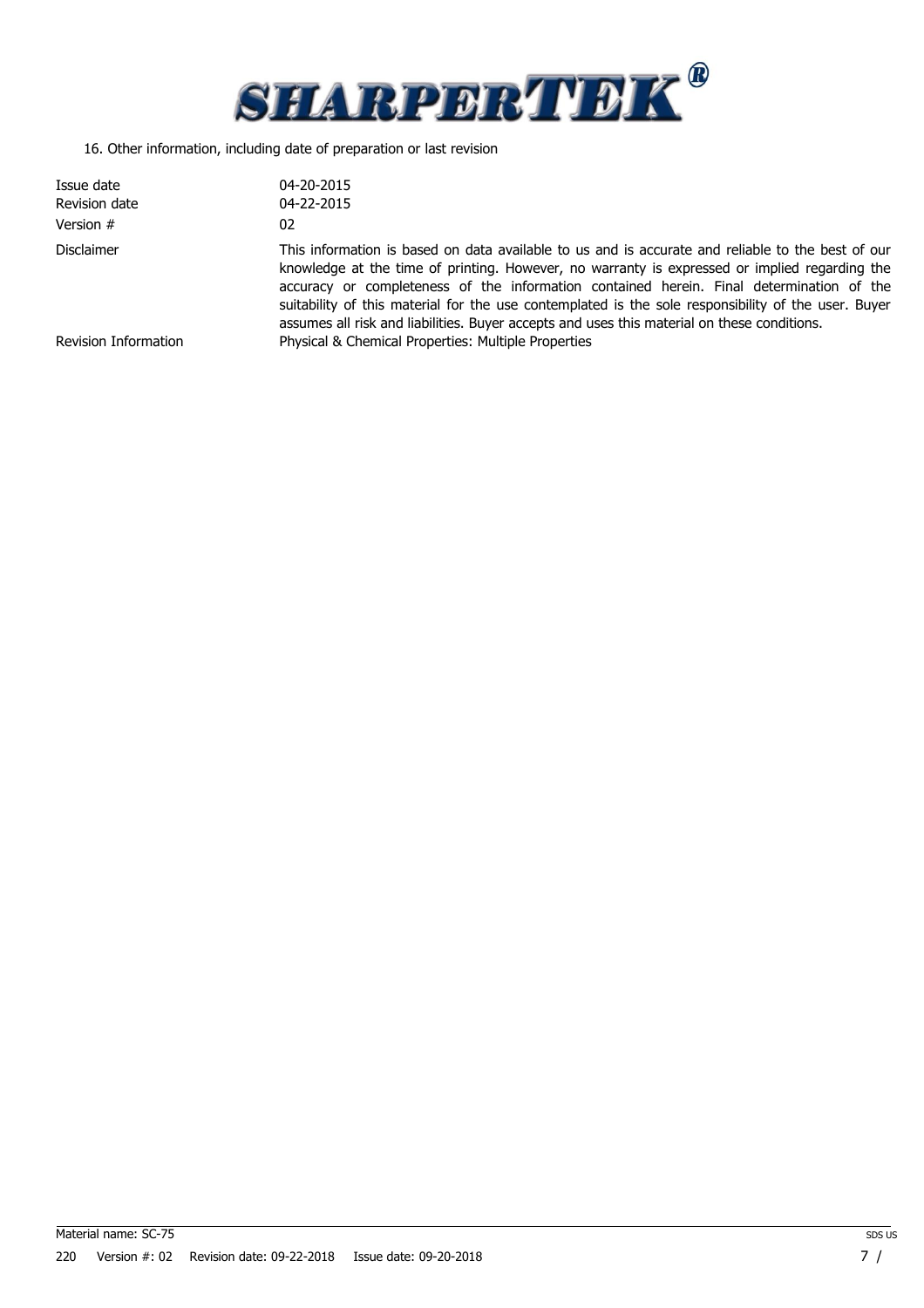## 16. Other information, including date of preparation or last revision

| | |
|---|---|
| Issue date | 04-20-2015 |
| Revision date | 04-22-2015 |
| Version # | 02 |
| Disclaimer | This information is based on data available to us and is accurate and reliable to the best of our knowledge at the time of printing. However, no warranty is expressed or implied regarding the accuracy or completeness of the information contained herein. Final determination of the suitability of this material for the use contemplated is the sole responsibility of the user. Buyer assumes all risk and liabilities. Buyer accepts and uses this material on these conditions. |
| Revision Information | Physical & Chemical Properties: Multiple Properties |